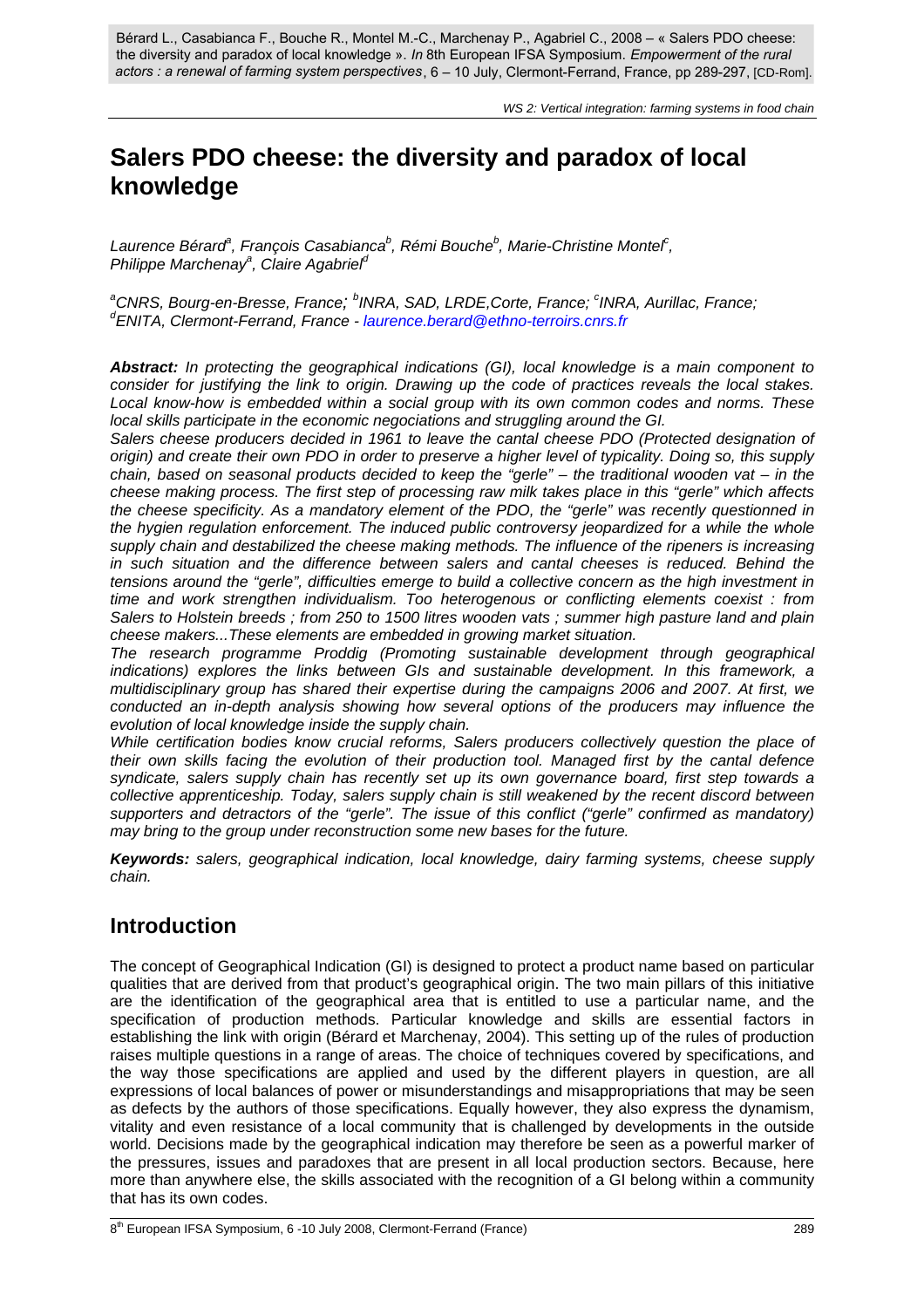Bérard L., Casabianca F., Bouche R., Montel M.-C., Marchenay P., Agabriel C., 2008 – « Salers PDO cheese: the diversity and paradox of local knowledge ». *In* 8th European IFSA Symposium. *Empowerment of the rural actors : a renewal of farming system perspectives*, 6 – 10 July, Clermont-Ferrand, France, pp 289-297, [CD-Rom].

*WS 2: Vertical integration: farming systems in food chain*

# Salers PDO cheese: the diversity and paradox of local knowledge

*Laurence Bérard[a], François Casabianca[b], Rémi Bouche[b], Marie-Christine Montel[c], Philippe Marchenay[a], Claire Agabriel[d]*

*[a]CNRS, Bourg-en-Bresse, France; [b]INRA, SAD, LRDE,Corte, France; [c]INRA, Aurillac, France; [d]ENITA, Clermont-Ferrand, France - laurence.berard@ethno-terroirs.cnrs.fr*

***Abstract:*** *In protecting the geographical indications (GI), local knowledge is a main component to consider for justifying the link to origin. Drawing up the code of practices reveals the local stakes. Local know-how is embedded within a social group with its own common codes and norms. These local skills participate in the economic negociations and struggling around the GI.*

*Salers cheese producers decided in 1961 to leave the cantal cheese PDO (Protected designation of origin) and create their own PDO in order to preserve a higher level of typicality. Doing so, this supply chain, based on seasonal products decided to keep the "gerle" – the traditional wooden vat – in the cheese making process. The first step of processing raw milk takes place in this "gerle" which affects the cheese specificity. As a mandatory element of the PDO, the "gerle" was recently questionned in the hygien regulation enforcement. The induced public controversy jeopardized for a while the whole supply chain and destabilized the cheese making methods. The influence of the ripeners is increasing in such situation and the difference between salers and cantal cheeses is reduced. Behind the tensions around the "gerle", difficulties emerge to build a collective concern as the high investment in time and work strengthen individualism. Too heterogenous or conflicting elements coexist : from Salers to Holstein breeds ; from 250 to 1500 litres wooden vats ; summer high pasture land and plain cheese makers...These elements are embedded in growing market situation.*

*The research programme Proddig (Promoting sustainable development through geographical indications) explores the links between GIs and sustainable development. In this framework, a multidisciplinary group has shared their expertise during the campaigns 2006 and 2007. At first, we conducted an in-depth analysis showing how several options of the producers may influence the evolution of local knowledge inside the supply chain.*

*While certification bodies know crucial reforms, Salers producers collectively question the place of their own skills facing the evolution of their production tool. Managed first by the cantal defence syndicate, salers supply chain has recently set up its own governance board, first step towards a collective apprenticeship. Today, salers supply chain is still weakened by the recent discord between supporters and detractors of the "gerle". The issue of this conflict ("gerle" confirmed as mandatory) may bring to the group under reconstruction some new bases for the future.*

***Keywords:*** *salers, geographical indication, local knowledge, dairy farming systems, cheese supply chain.*

## Introduction

The concept of Geographical Indication (GI) is designed to protect a product name based on particular qualities that are derived from that product's geographical origin. The two main pillars of this initiative are the identification of the geographical area that is entitled to use a particular name, and the specification of production methods. Particular knowledge and skills are essential factors in establishing the link with origin (Bérard et Marchenay, 2004). This setting up of the rules of production raises multiple questions in a range of areas. The choice of techniques covered by specifications, and the way those specifications are applied and used by the different players in question, are all expressions of local balances of power or misunderstandings and misappropriations that may be seen as defects by the authors of those specifications. Equally however, they also express the dynamism, vitality and even resistance of a local community that is challenged by developments in the outside world. Decisions made by the geographical indication may therefore be seen as a powerful marker of the pressures, issues and paradoxes that are present in all local production sectors. Because, here more than anywhere else, the skills associated with the recognition of a GI belong within a community that has its own codes.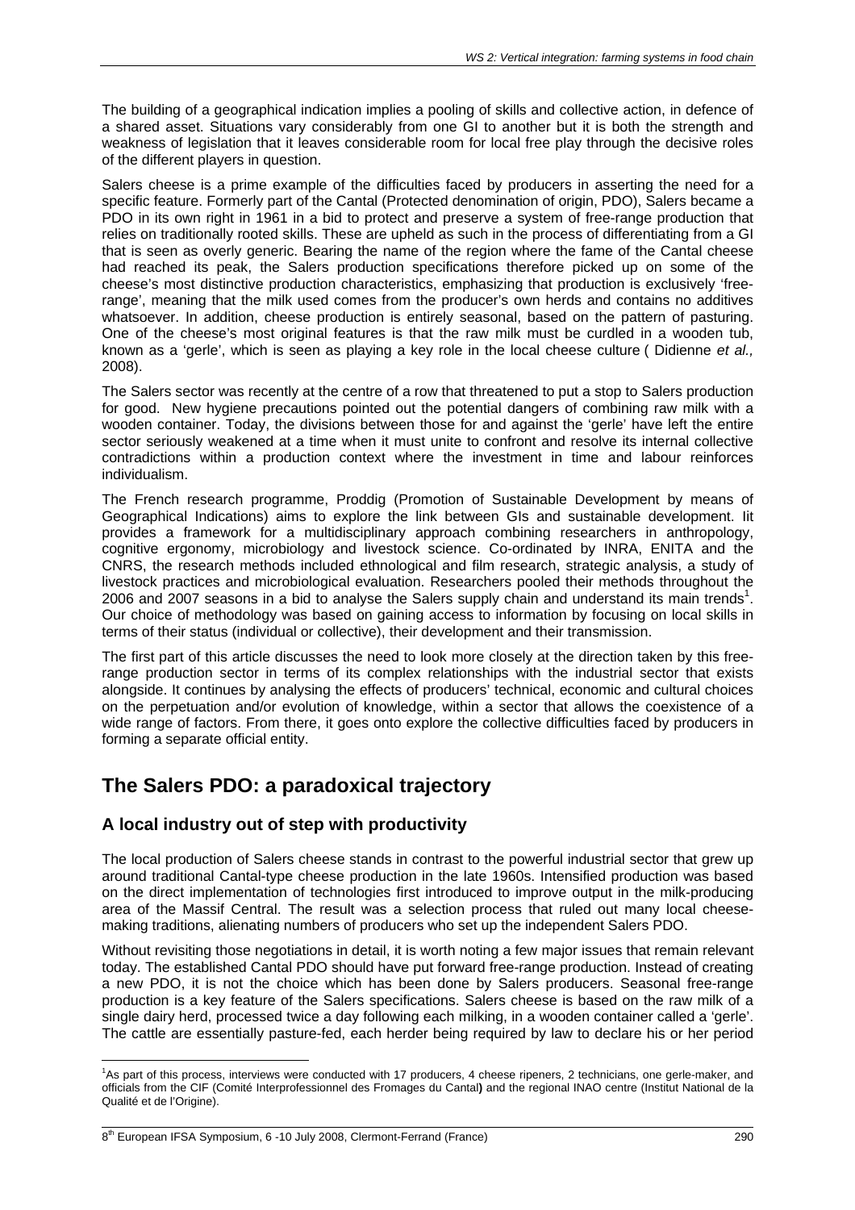The building of a geographical indication implies a pooling of skills and collective action, in defence of a shared asset. Situations vary considerably from one GI to another but it is both the strength and weakness of legislation that it leaves considerable room for local free play through the decisive roles of the different players in question.

Salers cheese is a prime example of the difficulties faced by producers in asserting the need for a specific feature. Formerly part of the Cantal (Protected denomination of origin, PDO), Salers became a PDO in its own right in 1961 in a bid to protect and preserve a system of free-range production that relies on traditionally rooted skills. These are upheld as such in the process of differentiating from a GI that is seen as overly generic. Bearing the name of the region where the fame of the Cantal cheese had reached its peak, the Salers production specifications therefore picked up on some of the cheese's most distinctive production characteristics, emphasizing that production is exclusively 'free-range', meaning that the milk used comes from the producer's own herds and contains no additives whatsoever. In addition, cheese production is entirely seasonal, based on the pattern of pasturing. One of the cheese's most original features is that the raw milk must be curdled in a wooden tub, known as a 'gerle', which is seen as playing a key role in the local cheese culture ( Didienne *et al.,* 2008).

The Salers sector was recently at the centre of a row that threatened to put a stop to Salers production for good. New hygiene precautions pointed out the potential dangers of combining raw milk with a wooden container. Today, the divisions between those for and against the 'gerle' have left the entire sector seriously weakened at a time when it must unite to confront and resolve its internal collective contradictions within a production context where the investment in time and labour reinforces individualism.

The French research programme, Proddig (Promotion of Sustainable Development by means of Geographical Indications) aims to explore the link between GIs and sustainable development. Iit provides a framework for a multidisciplinary approach combining researchers in anthropology, cognitive ergonomy, microbiology and livestock science. Co-ordinated by INRA, ENITA and the CNRS, the research methods included ethnological and film research, strategic analysis, a study of livestock practices and microbiological evaluation. Researchers pooled their methods throughout the 2006 and 2007 seasons in a bid to analyse the Salers supply chain and understand its main trends[1]. Our choice of methodology was based on gaining access to information by focusing on local skills in terms of their status (individual or collective), their development and their transmission.

The first part of this article discusses the need to look more closely at the direction taken by this free-range production sector in terms of its complex relationships with the industrial sector that exists alongside. It continues by analysing the effects of producers' technical, economic and cultural choices on the perpetuation and/or evolution of knowledge, within a sector that allows the coexistence of a wide range of factors. From there, it goes onto explore the collective difficulties faced by producers in forming a separate official entity.

# The Salers PDO: a paradoxical trajectory

## A local industry out of step with productivity

The local production of Salers cheese stands in contrast to the powerful industrial sector that grew up around traditional Cantal-type cheese production in the late 1960s. Intensified production was based on the direct implementation of technologies first introduced to improve output in the milk-producing area of the Massif Central. The result was a selection process that ruled out many local cheese-making traditions, alienating numbers of producers who set up the independent Salers PDO.

Without revisiting those negotiations in detail, it is worth noting a few major issues that remain relevant today. The established Cantal PDO should have put forward free-range production. Instead of creating a new PDO, it is not the choice which has been done by Salers producers. Seasonal free-range production is a key feature of the Salers specifications. Salers cheese is based on the raw milk of a single dairy herd, processed twice a day following each milking, in a wooden container called a 'gerle'. The cattle are essentially pasture-fed, each herder being required by law to declare his or her period

[1]As part of this process, interviews were conducted with 17 producers, 4 cheese ripeners, 2 technicians, one gerle-maker, and officials from the CIF (Comité Interprofessionnel des Fromages du Cantal**)** and the regional INAO centre (Institut National de la Qualité et de l'Origine).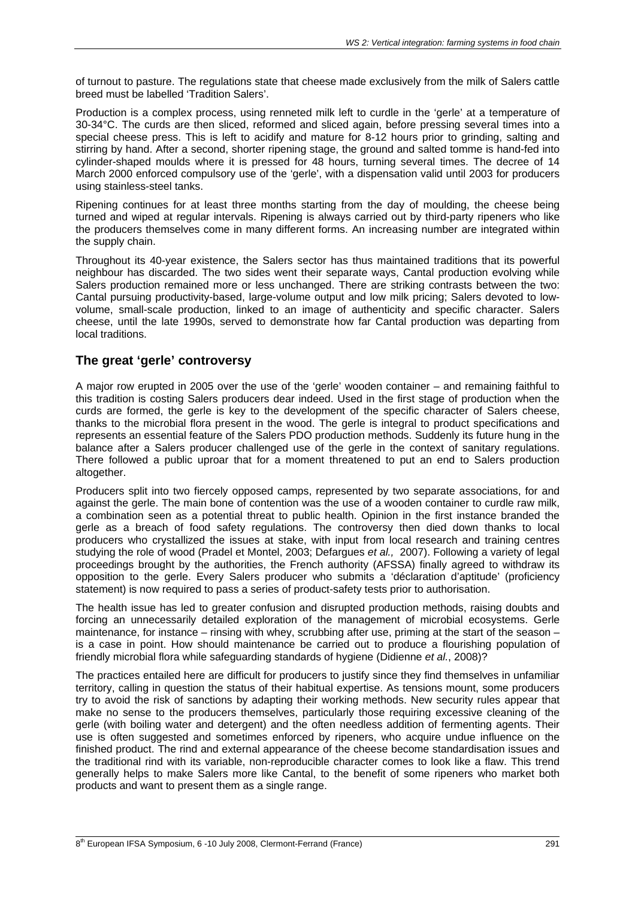of turnout to pasture. The regulations state that cheese made exclusively from the milk of Salers cattle breed must be labelled 'Tradition Salers'.

Production is a complex process, using renneted milk left to curdle in the 'gerle' at a temperature of 30-34°C. The curds are then sliced, reformed and sliced again, before pressing several times into a special cheese press. This is left to acidify and mature for 8-12 hours prior to grinding, salting and stirring by hand. After a second, shorter ripening stage, the ground and salted tomme is hand-fed into cylinder-shaped moulds where it is pressed for 48 hours, turning several times. The decree of 14 March 2000 enforced compulsory use of the 'gerle', with a dispensation valid until 2003 for producers using stainless-steel tanks.

Ripening continues for at least three months starting from the day of moulding, the cheese being turned and wiped at regular intervals. Ripening is always carried out by third-party ripeners who like the producers themselves come in many different forms. An increasing number are integrated within the supply chain.

Throughout its 40-year existence, the Salers sector has thus maintained traditions that its powerful neighbour has discarded. The two sides went their separate ways, Cantal production evolving while Salers production remained more or less unchanged. There are striking contrasts between the two: Cantal pursuing productivity-based, large-volume output and low milk pricing; Salers devoted to low-volume, small-scale production, linked to an image of authenticity and specific character. Salers cheese, until the late 1990s, served to demonstrate how far Cantal production was departing from local traditions.

## The great 'gerle' controversy

A major row erupted in 2005 over the use of the 'gerle' wooden container – and remaining faithful to this tradition is costing Salers producers dear indeed. Used in the first stage of production when the curds are formed, the gerle is key to the development of the specific character of Salers cheese, thanks to the microbial flora present in the wood. The gerle is integral to product specifications and represents an essential feature of the Salers PDO production methods. Suddenly its future hung in the balance after a Salers producer challenged use of the gerle in the context of sanitary regulations. There followed a public uproar that for a moment threatened to put an end to Salers production altogether.

Producers split into two fiercely opposed camps, represented by two separate associations, for and against the gerle. The main bone of contention was the use of a wooden container to curdle raw milk, a combination seen as a potential threat to public health. Opinion in the first instance branded the gerle as a breach of food safety regulations. The controversy then died down thanks to local producers who crystallized the issues at stake, with input from local research and training centres studying the role of wood (Pradel et Montel, 2003; Defargues *et al.,* 2007). Following a variety of legal proceedings brought by the authorities, the French authority (AFSSA) finally agreed to withdraw its opposition to the gerle. Every Salers producer who submits a 'déclaration d'aptitude' (proficiency statement) is now required to pass a series of product-safety tests prior to authorisation.

The health issue has led to greater confusion and disrupted production methods, raising doubts and forcing an unnecessarily detailed exploration of the management of microbial ecosystems. Gerle maintenance, for instance – rinsing with whey, scrubbing after use, priming at the start of the season – is a case in point. How should maintenance be carried out to produce a flourishing population of friendly microbial flora while safeguarding standards of hygiene (Didienne *et al.*, 2008)?

The practices entailed here are difficult for producers to justify since they find themselves in unfamiliar territory, calling in question the status of their habitual expertise. As tensions mount, some producers try to avoid the risk of sanctions by adapting their working methods. New security rules appear that make no sense to the producers themselves, particularly those requiring excessive cleaning of the gerle (with boiling water and detergent) and the often needless addition of fermenting agents. Their use is often suggested and sometimes enforced by ripeners, who acquire undue influence on the finished product. The rind and external appearance of the cheese become standardisation issues and the traditional rind with its variable, non-reproducible character comes to look like a flaw. This trend generally helps to make Salers more like Cantal, to the benefit of some ripeners who market both products and want to present them as a single range.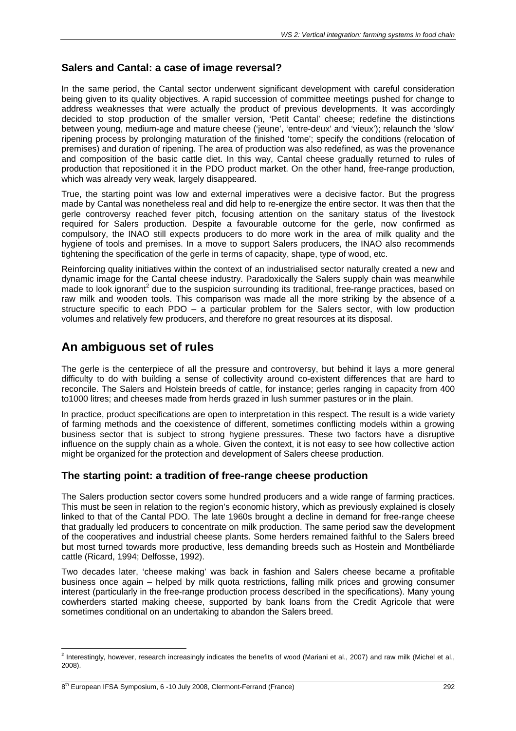### Salers and Cantal: a case of image reversal?

In the same period, the Cantal sector underwent significant development with careful consideration being given to its quality objectives. A rapid succession of committee meetings pushed for change to address weaknesses that were actually the product of previous developments. It was accordingly decided to stop production of the smaller version, 'Petit Cantal' cheese; redefine the distinctions between young, medium-age and mature cheese ('jeune', 'entre-deux' and 'vieux'); relaunch the 'slow' ripening process by prolonging maturation of the finished 'tome'; specify the conditions (relocation of premises) and duration of ripening. The area of production was also redefined, as was the provenance and composition of the basic cattle diet. In this way, Cantal cheese gradually returned to rules of production that repositioned it in the PDO product market. On the other hand, free-range production, which was already very weak, largely disappeared.

True, the starting point was low and external imperatives were a decisive factor. But the progress made by Cantal was nonetheless real and did help to re-energize the entire sector. It was then that the gerle controversy reached fever pitch, focusing attention on the sanitary status of the livestock required for Salers production. Despite a favourable outcome for the gerle, now confirmed as compulsory, the INAO still expects producers to do more work in the area of milk quality and the hygiene of tools and premises. In a move to support Salers producers, the INAO also recommends tightening the specification of the gerle in terms of capacity, shape, type of wood, etc.

Reinforcing quality initiatives within the context of an industrialised sector naturally created a new and dynamic image for the Cantal cheese industry. Paradoxically the Salers supply chain was meanwhile made to look ignorant[2] due to the suspicion surrounding its traditional, free-range practices, based on raw milk and wooden tools. This comparison was made all the more striking by the absence of a structure specific to each PDO – a particular problem for the Salers sector, with low production volumes and relatively few producers, and therefore no great resources at its disposal.

## An ambiguous set of rules

The gerle is the centerpiece of all the pressure and controversy, but behind it lays a more general difficulty to do with building a sense of collectivity around co-existent differences that are hard to reconcile. The Salers and Holstein breeds of cattle, for instance; gerles ranging in capacity from 400 to1000 litres; and cheeses made from herds grazed in lush summer pastures or in the plain.

In practice, product specifications are open to interpretation in this respect. The result is a wide variety of farming methods and the coexistence of different, sometimes conflicting models within a growing business sector that is subject to strong hygiene pressures. These two factors have a disruptive influence on the supply chain as a whole. Given the context, it is not easy to see how collective action might be organized for the protection and development of Salers cheese production.

### The starting point: a tradition of free-range cheese production

The Salers production sector covers some hundred producers and a wide range of farming practices. This must be seen in relation to the region's economic history, which as previously explained is closely linked to that of the Cantal PDO. The late 1960s brought a decline in demand for free-range cheese that gradually led producers to concentrate on milk production. The same period saw the development of the cooperatives and industrial cheese plants. Some herders remained faithful to the Salers breed but most turned towards more productive, less demanding breeds such as Hostein and Montbéliarde cattle (Ricard, 1994; Delfosse, 1992).

Two decades later, 'cheese making' was back in fashion and Salers cheese became a profitable business once again – helped by milk quota restrictions, falling milk prices and growing consumer interest (particularly in the free-range production process described in the specifications). Many young cowherders started making cheese, supported by bank loans from the Credit Agricole that were sometimes conditional on an undertaking to abandon the Salers breed.

---

[2] Interestingly, however, research increasingly indicates the benefits of wood (Mariani et al., 2007) and raw milk (Michel et al., 2008).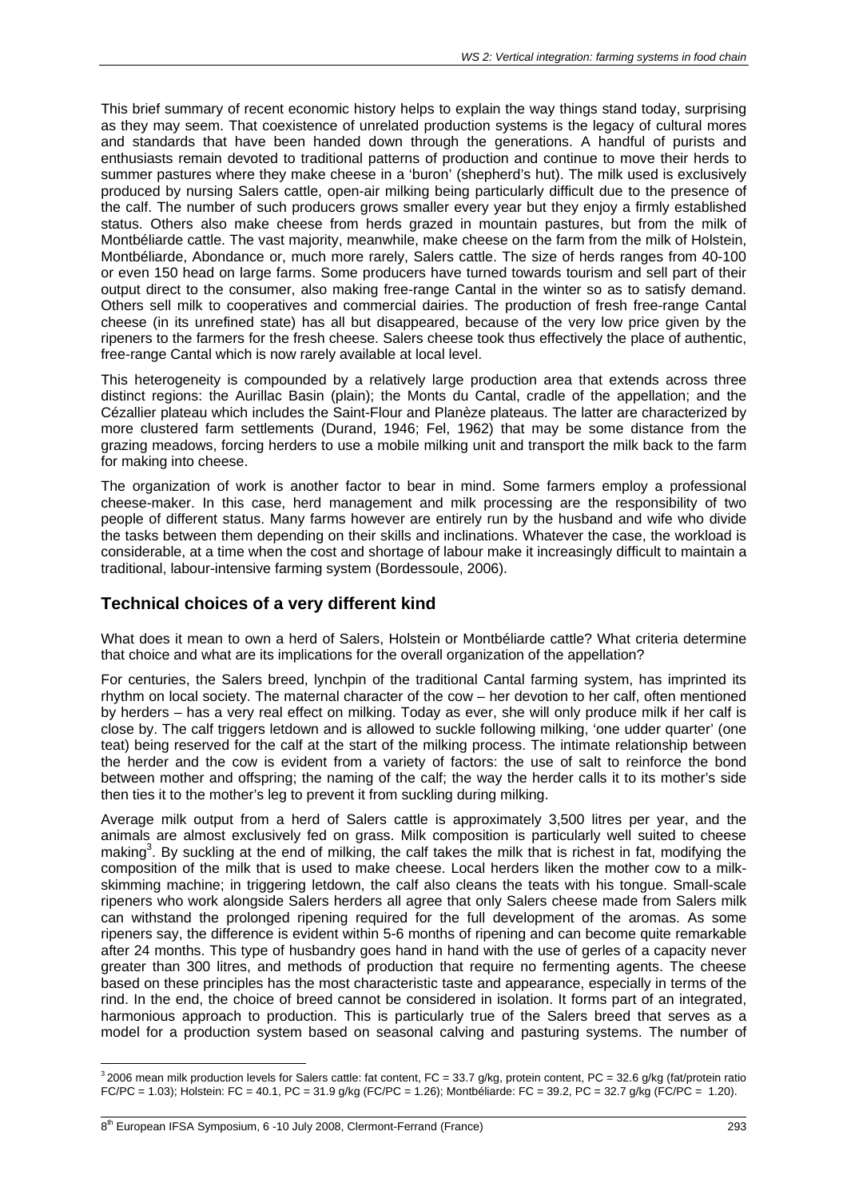This brief summary of recent economic history helps to explain the way things stand today, surprising as they may seem. That coexistence of unrelated production systems is the legacy of cultural mores and standards that have been handed down through the generations. A handful of purists and enthusiasts remain devoted to traditional patterns of production and continue to move their herds to summer pastures where they make cheese in a 'buron' (shepherd's hut). The milk used is exclusively produced by nursing Salers cattle, open-air milking being particularly difficult due to the presence of the calf. The number of such producers grows smaller every year but they enjoy a firmly established status. Others also make cheese from herds grazed in mountain pastures, but from the milk of Montbéliarde cattle. The vast majority, meanwhile, make cheese on the farm from the milk of Holstein, Montbéliarde, Abondance or, much more rarely, Salers cattle. The size of herds ranges from 40-100 or even 150 head on large farms. Some producers have turned towards tourism and sell part of their output direct to the consumer, also making free-range Cantal in the winter so as to satisfy demand. Others sell milk to cooperatives and commercial dairies. The production of fresh free-range Cantal cheese (in its unrefined state) has all but disappeared, because of the very low price given by the ripeners to the farmers for the fresh cheese. Salers cheese took thus effectively the place of authentic, free-range Cantal which is now rarely available at local level.

This heterogeneity is compounded by a relatively large production area that extends across three distinct regions: the Aurillac Basin (plain); the Monts du Cantal, cradle of the appellation; and the Cézallier plateau which includes the Saint-Flour and Planèze plateaus. The latter are characterized by more clustered farm settlements (Durand, 1946; Fel, 1962) that may be some distance from the grazing meadows, forcing herders to use a mobile milking unit and transport the milk back to the farm for making into cheese.

The organization of work is another factor to bear in mind. Some farmers employ a professional cheese-maker. In this case, herd management and milk processing are the responsibility of two people of different status. Many farms however are entirely run by the husband and wife who divide the tasks between them depending on their skills and inclinations. Whatever the case, the workload is considerable, at a time when the cost and shortage of labour make it increasingly difficult to maintain a traditional, labour-intensive farming system (Bordessoule, 2006).

## Technical choices of a very different kind

What does it mean to own a herd of Salers, Holstein or Montbéliarde cattle? What criteria determine that choice and what are its implications for the overall organization of the appellation?

For centuries, the Salers breed, lynchpin of the traditional Cantal farming system, has imprinted its rhythm on local society. The maternal character of the cow – her devotion to her calf, often mentioned by herders – has a very real effect on milking. Today as ever, she will only produce milk if her calf is close by. The calf triggers letdown and is allowed to suckle following milking, 'one udder quarter' (one teat) being reserved for the calf at the start of the milking process. The intimate relationship between the herder and the cow is evident from a variety of factors: the use of salt to reinforce the bond between mother and offspring; the naming of the calf; the way the herder calls it to its mother's side then ties it to the mother's leg to prevent it from suckling during milking.

Average milk output from a herd of Salers cattle is approximately 3,500 litres per year, and the animals are almost exclusively fed on grass. Milk composition is particularly well suited to cheese making[3]. By suckling at the end of milking, the calf takes the milk that is richest in fat, modifying the composition of the milk that is used to make cheese. Local herders liken the mother cow to a milk-skimming machine; in triggering letdown, the calf also cleans the teats with his tongue. Small-scale ripeners who work alongside Salers herders all agree that only Salers cheese made from Salers milk can withstand the prolonged ripening required for the full development of the aromas. As some ripeners say, the difference is evident within 5-6 months of ripening and can become quite remarkable after 24 months. This type of husbandry goes hand in hand with the use of gerles of a capacity never greater than 300 litres, and methods of production that require no fermenting agents. The cheese based on these principles has the most characteristic taste and appearance, especially in terms of the rind. In the end, the choice of breed cannot be considered in isolation. It forms part of an integrated, harmonious approach to production. This is particularly true of the Salers breed that serves as a model for a production system based on seasonal calving and pasturing systems. The number of

[3] 2006 mean milk production levels for Salers cattle: fat content, FC = 33.7 g/kg, protein content, PC = 32.6 g/kg (fat/protein ratio FC/PC = 1.03); Holstein: FC = 40.1, PC = 31.9 g/kg (FC/PC = 1.26); Montbéliarde: FC = 39.2, PC = 32.7 g/kg (FC/PC = 1.20).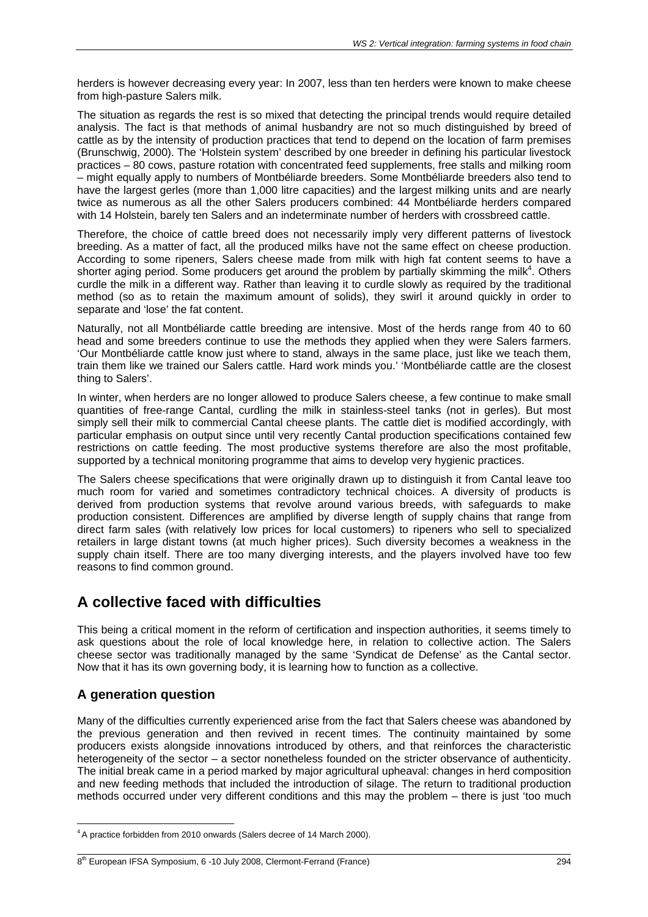herders is however decreasing every year: In 2007, less than ten herders were known to make cheese from high-pasture Salers milk.

The situation as regards the rest is so mixed that detecting the principal trends would require detailed analysis. The fact is that methods of animal husbandry are not so much distinguished by breed of cattle as by the intensity of production practices that tend to depend on the location of farm premises (Brunschwig, 2000). The 'Holstein system' described by one breeder in defining his particular livestock practices – 80 cows, pasture rotation with concentrated feed supplements, free stalls and milking room – might equally apply to numbers of Montbéliarde breeders. Some Montbéliarde breeders also tend to have the largest gerles (more than 1,000 litre capacities) and the largest milking units and are nearly twice as numerous as all the other Salers producers combined: 44 Montbéliarde herders compared with 14 Holstein, barely ten Salers and an indeterminate number of herders with crossbreed cattle.

Therefore, the choice of cattle breed does not necessarily imply very different patterns of livestock breeding. As a matter of fact, all the produced milks have not the same effect on cheese production. According to some ripeners, Salers cheese made from milk with high fat content seems to have a shorter aging period. Some producers get around the problem by partially skimming the milk[4]. Others curdle the milk in a different way. Rather than leaving it to curdle slowly as required by the traditional method (so as to retain the maximum amount of solids), they swirl it around quickly in order to separate and 'lose' the fat content.

Naturally, not all Montbéliarde cattle breeding are intensive. Most of the herds range from 40 to 60 head and some breeders continue to use the methods they applied when they were Salers farmers. 'Our Montbéliarde cattle know just where to stand, always in the same place, just like we teach them, train them like we trained our Salers cattle. Hard work minds you.' 'Montbéliarde cattle are the closest thing to Salers'.

In winter, when herders are no longer allowed to produce Salers cheese, a few continue to make small quantities of free-range Cantal, curdling the milk in stainless-steel tanks (not in gerles). But most simply sell their milk to commercial Cantal cheese plants. The cattle diet is modified accordingly, with particular emphasis on output since until very recently Cantal production specifications contained few restrictions on cattle feeding. The most productive systems therefore are also the most profitable, supported by a technical monitoring programme that aims to develop very hygienic practices.

The Salers cheese specifications that were originally drawn up to distinguish it from Cantal leave too much room for varied and sometimes contradictory technical choices. A diversity of products is derived from production systems that revolve around various breeds, with safeguards to make production consistent. Differences are amplified by diverse length of supply chains that range from direct farm sales (with relatively low prices for local customers) to ripeners who sell to specialized retailers in large distant towns (at much higher prices). Such diversity becomes a weakness in the supply chain itself. There are too many diverging interests, and the players involved have too few reasons to find common ground.

# A collective faced with difficulties

This being a critical moment in the reform of certification and inspection authorities, it seems timely to ask questions about the role of local knowledge here, in relation to collective action. The Salers cheese sector was traditionally managed by the same 'Syndicat de Defense' as the Cantal sector. Now that it has its own governing body, it is learning how to function as a collective.

## A generation question

Many of the difficulties currently experienced arise from the fact that Salers cheese was abandoned by the previous generation and then revived in recent times. The continuity maintained by some producers exists alongside innovations introduced by others, and that reinforces the characteristic heterogeneity of the sector – a sector nonetheless founded on the stricter observance of authenticity. The initial break came in a period marked by major agricultural upheaval: changes in herd composition and new feeding methods that included the introduction of silage. The return to traditional production methods occurred under very different conditions and this may the problem – there is just 'too much

[4] A practice forbidden from 2010 onwards (Salers decree of 14 March 2000).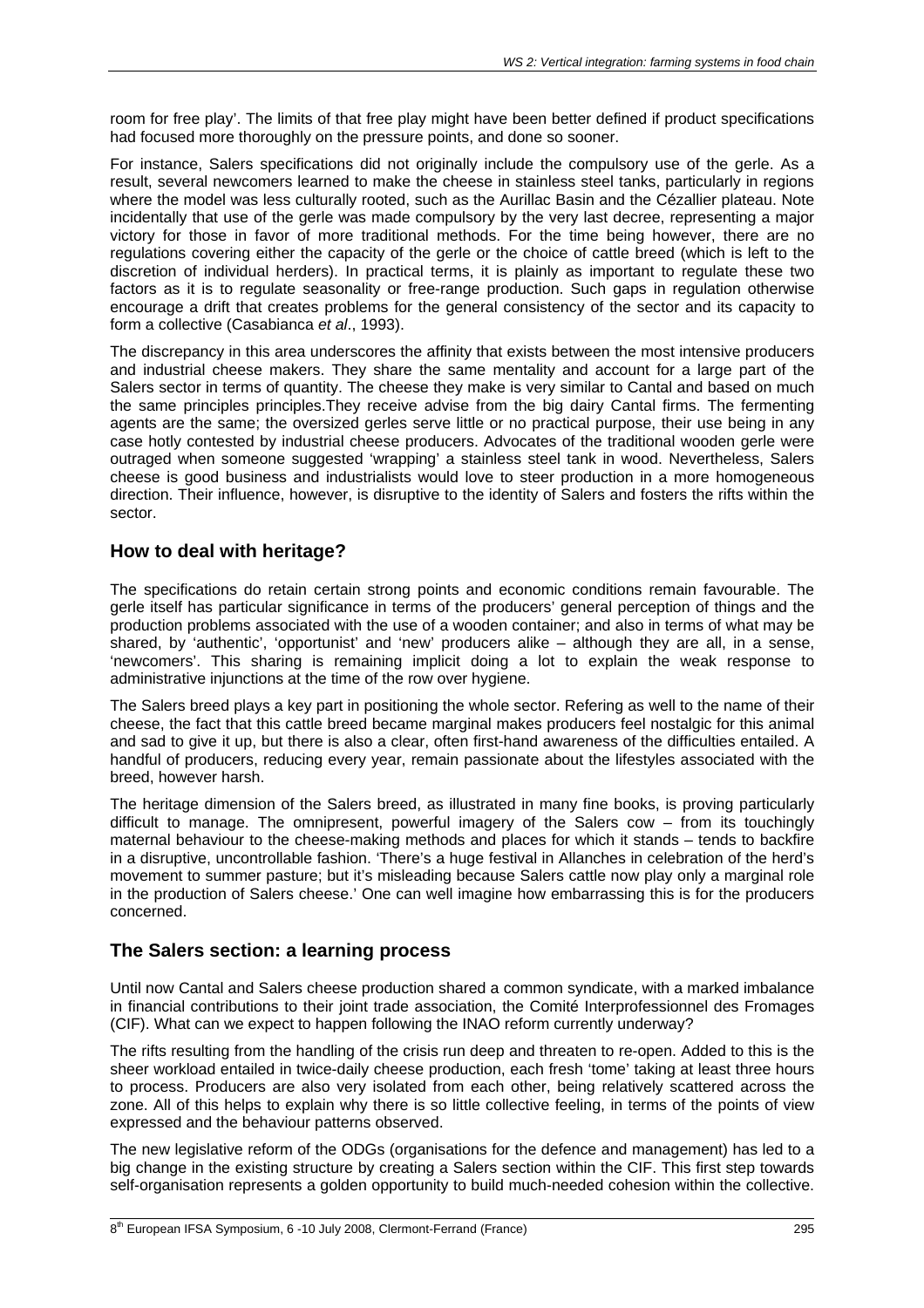room for free play'. The limits of that free play might have been better defined if product specifications had focused more thoroughly on the pressure points, and done so sooner.

For instance, Salers specifications did not originally include the compulsory use of the gerle. As a result, several newcomers learned to make the cheese in stainless steel tanks, particularly in regions where the model was less culturally rooted, such as the Aurillac Basin and the Cézallier plateau. Note incidentally that use of the gerle was made compulsory by the very last decree, representing a major victory for those in favor of more traditional methods. For the time being however, there are no regulations covering either the capacity of the gerle or the choice of cattle breed (which is left to the discretion of individual herders). In practical terms, it is plainly as important to regulate these two factors as it is to regulate seasonality or free-range production. Such gaps in regulation otherwise encourage a drift that creates problems for the general consistency of the sector and its capacity to form a collective (Casabianca *et al*., 1993).

The discrepancy in this area underscores the affinity that exists between the most intensive producers and industrial cheese makers. They share the same mentality and account for a large part of the Salers sector in terms of quantity. The cheese they make is very similar to Cantal and based on much the same principles principles.They receive advise from the big dairy Cantal firms. The fermenting agents are the same; the oversized gerles serve little or no practical purpose, their use being in any case hotly contested by industrial cheese producers. Advocates of the traditional wooden gerle were outraged when someone suggested 'wrapping' a stainless steel tank in wood. Nevertheless, Salers cheese is good business and industrialists would love to steer production in a more homogeneous direction. Their influence, however, is disruptive to the identity of Salers and fosters the rifts within the sector.

## How to deal with heritage?

The specifications do retain certain strong points and economic conditions remain favourable. The gerle itself has particular significance in terms of the producers' general perception of things and the production problems associated with the use of a wooden container; and also in terms of what may be shared, by 'authentic', 'opportunist' and 'new' producers alike – although they are all, in a sense, 'newcomers'. This sharing is remaining implicit doing a lot to explain the weak response to administrative injunctions at the time of the row over hygiene.

The Salers breed plays a key part in positioning the whole sector. Refering as well to the name of their cheese, the fact that this cattle breed became marginal makes producers feel nostalgic for this animal and sad to give it up, but there is also a clear, often first-hand awareness of the difficulties entailed. A handful of producers, reducing every year, remain passionate about the lifestyles associated with the breed, however harsh.

The heritage dimension of the Salers breed, as illustrated in many fine books, is proving particularly difficult to manage. The omnipresent, powerful imagery of the Salers cow – from its touchingly maternal behaviour to the cheese-making methods and places for which it stands – tends to backfire in a disruptive, uncontrollable fashion. 'There's a huge festival in Allanches in celebration of the herd's movement to summer pasture; but it's misleading because Salers cattle now play only a marginal role in the production of Salers cheese.' One can well imagine how embarrassing this is for the producers concerned.

## The Salers section: a learning process

Until now Cantal and Salers cheese production shared a common syndicate, with a marked imbalance in financial contributions to their joint trade association, the Comité Interprofessionnel des Fromages (CIF). What can we expect to happen following the INAO reform currently underway?

The rifts resulting from the handling of the crisis run deep and threaten to re-open. Added to this is the sheer workload entailed in twice-daily cheese production, each fresh 'tome' taking at least three hours to process. Producers are also very isolated from each other, being relatively scattered across the zone. All of this helps to explain why there is so little collective feeling, in terms of the points of view expressed and the behaviour patterns observed.

The new legislative reform of the ODGs (organisations for the defence and management) has led to a big change in the existing structure by creating a Salers section within the CIF. This first step towards self-organisation represents a golden opportunity to build much-needed cohesion within the collective.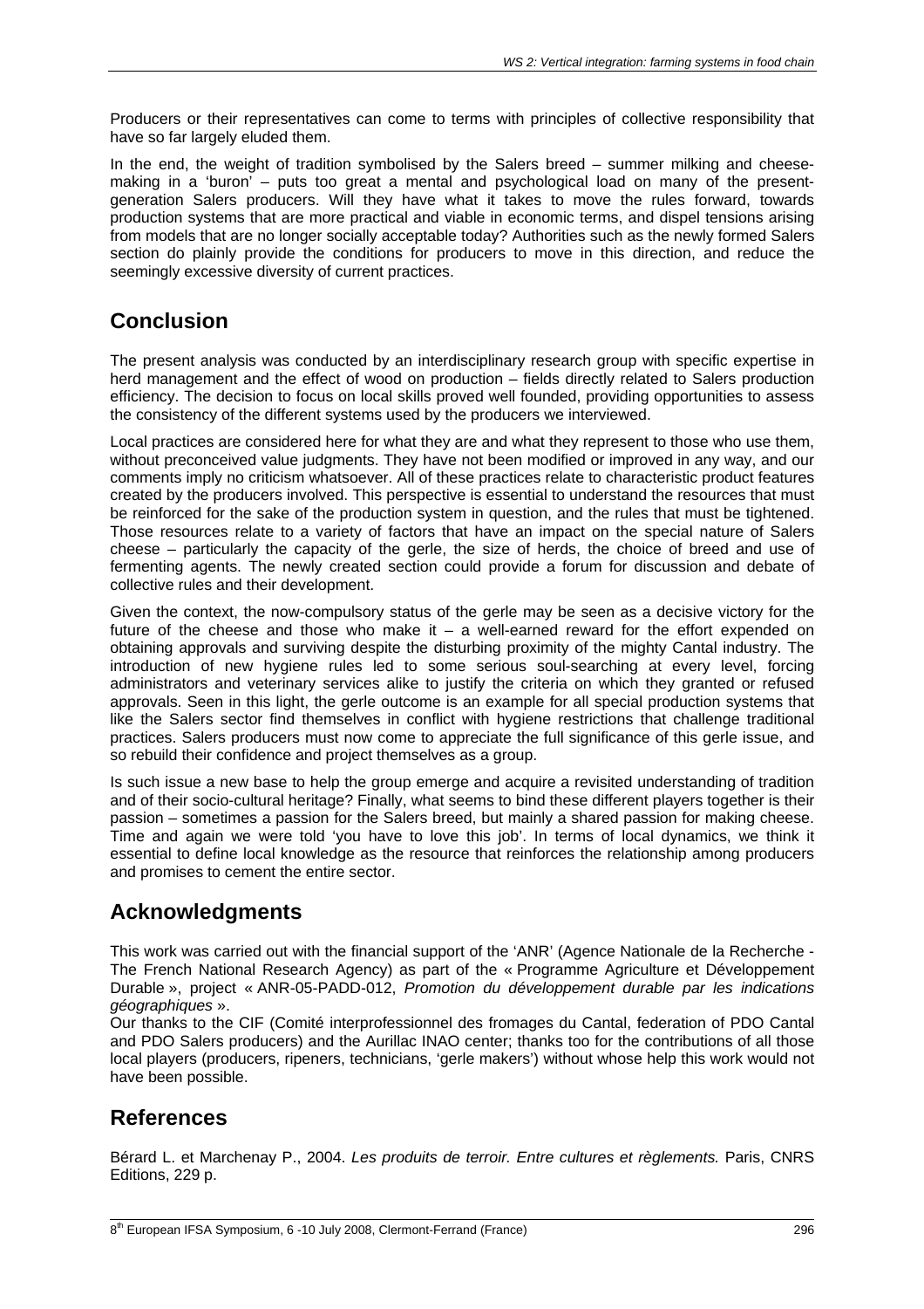Producers or their representatives can come to terms with principles of collective responsibility that have so far largely eluded them.

In the end, the weight of tradition symbolised by the Salers breed – summer milking and cheese-making in a 'buron' – puts too great a mental and psychological load on many of the present-generation Salers producers. Will they have what it takes to move the rules forward, towards production systems that are more practical and viable in economic terms, and dispel tensions arising from models that are no longer socially acceptable today? Authorities such as the newly formed Salers section do plainly provide the conditions for producers to move in this direction, and reduce the seemingly excessive diversity of current practices.

## Conclusion

The present analysis was conducted by an interdisciplinary research group with specific expertise in herd management and the effect of wood on production – fields directly related to Salers production efficiency. The decision to focus on local skills proved well founded, providing opportunities to assess the consistency of the different systems used by the producers we interviewed.

Local practices are considered here for what they are and what they represent to those who use them, without preconceived value judgments. They have not been modified or improved in any way, and our comments imply no criticism whatsoever. All of these practices relate to characteristic product features created by the producers involved. This perspective is essential to understand the resources that must be reinforced for the sake of the production system in question, and the rules that must be tightened. Those resources relate to a variety of factors that have an impact on the special nature of Salers cheese – particularly the capacity of the gerle, the size of herds, the choice of breed and use of fermenting agents. The newly created section could provide a forum for discussion and debate of collective rules and their development.

Given the context, the now-compulsory status of the gerle may be seen as a decisive victory for the future of the cheese and those who make it – a well-earned reward for the effort expended on obtaining approvals and surviving despite the disturbing proximity of the mighty Cantal industry. The introduction of new hygiene rules led to some serious soul-searching at every level, forcing administrators and veterinary services alike to justify the criteria on which they granted or refused approvals. Seen in this light, the gerle outcome is an example for all special production systems that like the Salers sector find themselves in conflict with hygiene restrictions that challenge traditional practices. Salers producers must now come to appreciate the full significance of this gerle issue, and so rebuild their confidence and project themselves as a group.

Is such issue a new base to help the group emerge and acquire a revisited understanding of tradition and of their socio-cultural heritage? Finally, what seems to bind these different players together is their passion – sometimes a passion for the Salers breed, but mainly a shared passion for making cheese. Time and again we were told 'you have to love this job'. In terms of local dynamics, we think it essential to define local knowledge as the resource that reinforces the relationship among producers and promises to cement the entire sector.

## Acknowledgments

This work was carried out with the financial support of the 'ANR' (Agence Nationale de la Recherche - The French National Research Agency) as part of the « Programme Agriculture et Développement Durable », project « ANR-05-PADD-012, *Promotion du développement durable par les indications géographiques* ».

Our thanks to the CIF (Comité interprofessionnel des fromages du Cantal, federation of PDO Cantal and PDO Salers producers) and the Aurillac INAO center; thanks too for the contributions of all those local players (producers, ripeners, technicians, 'gerle makers') without whose help this work would not have been possible.

## References

Bérard L. et Marchenay P., 2004. *Les produits de terroir. Entre cultures et règlements.* Paris, CNRS Editions, 229 p.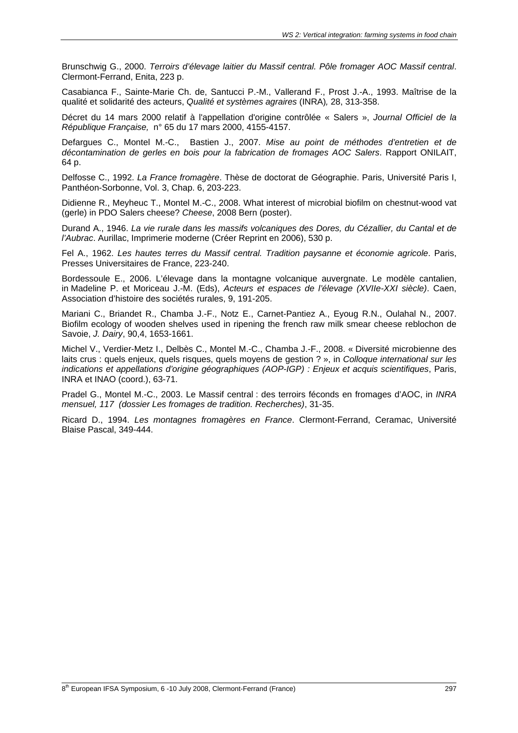Brunschwig G., 2000. *Terroirs d'élevage laitier du Massif central. Pôle fromager AOC Massif central*. Clermont-Ferrand, Enita, 223 p.

Casabianca F., Sainte-Marie Ch. de, Santucci P.-M., Vallerand F., Prost J.-A., 1993. Maîtrise de la qualité et solidarité des acteurs, *Qualité et systèmes agraires* (INRA)*,* 28, 313-358.

Décret du 14 mars 2000 relatif à l'appellation d'origine contrôlée « Salers », *Journal Officiel de la République Française,* n° 65 du 17 mars 2000, 4155-4157.

Defargues C., Montel M.-C., Bastien J., 2007. *Mise au point de méthodes d'entretien et de décontamination de gerles en bois pour la fabrication de fromages AOC Salers*. Rapport ONILAIT, 64 p.

Delfosse C., 1992. *La France fromagère*. Thèse de doctorat de Géographie. Paris, Université Paris I, Panthéon-Sorbonne, Vol. 3, Chap. 6, 203-223.

Didienne R., Meyheuc T., Montel M.-C., 2008. What interest of microbial biofilm on chestnut-wood vat (gerle) in PDO Salers cheese? *Cheese*, 2008 Bern (poster).

Durand A., 1946. *La vie rurale dans les massifs volcaniques des Dores, du Cézallier, du Cantal et de l'Aubrac*. Aurillac, Imprimerie moderne (Créer Reprint en 2006), 530 p.

Fel A., 1962. *Les hautes terres du Massif central. Tradition paysanne et économie agricole*. Paris, Presses Universitaires de France, 223-240.

Bordessoule E., 2006. L'élevage dans la montagne volcanique auvergnate. Le modèle cantalien, in Madeline P. et Moriceau J.-M. (Eds), *Acteurs et espaces de l'élevage (XVIIe-XXI siècle)*. Caen, Association d'histoire des sociétés rurales, 9, 191-205.

Mariani C., Briandet R., Chamba J.-F., Notz E., Carnet-Pantiez A., Eyoug R.N., Oulahal N., 2007. Biofilm ecology of wooden shelves used in ripening the french raw milk smear cheese reblochon de Savoie, *J. Dairy*, 90,4, 1653-1661.

Michel V., Verdier-Metz I., Delbès C., Montel M.-C., Chamba J.-F., 2008. « Diversité microbienne des laits crus : quels enjeux, quels risques, quels moyens de gestion ? », in *Colloque international sur les indications et appellations d'origine géographiques (AOP-IGP) : Enjeux et acquis scientifiques*, Paris, INRA et INAO (coord.), 63-71.

Pradel G., Montel M.-C., 2003. Le Massif central : des terroirs féconds en fromages d'AOC, in *INRA mensuel, 117 (dossier Les fromages de tradition. Recherches)*, 31-35.

Ricard D., 1994. *Les montagnes fromagères en France*. Clermont-Ferrand, Ceramac, Université Blaise Pascal, 349-444.